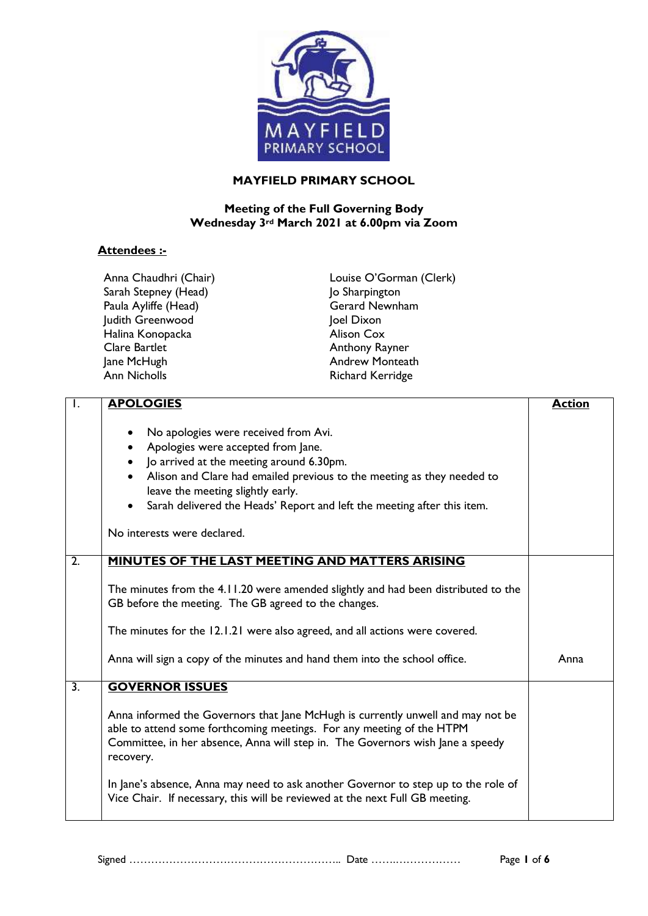# MAYFIELD PRIMARY SCHOOL

## Meeting of the Full Governing Body
## Wednesday 3rd March 2021 at 6.00pm via Zoom

**Attendees :-**

Anna Chaudhri (Chair)
Sarah Stepney (Head)
Paula Ayliffe (Head)
Judith Greenwood
Halina Konopacka
Clare Bartlet
Jane McHugh
Ann Nicholls
Louise O'Gorman (Clerk)
Jo Sharpington
Gerard Newnham
Joel Dixon
Alison Cox
Anthony Rayner
Andrew Monteath
Richard Kerridge

| | | Action |
|---|---|---|
| 1. | **APOLOGIES**<br><br>• No apologies were received from Avi.<br>• Apologies were accepted from Jane.<br>• Jo arrived at the meeting around 6.30pm.<br>• Alison and Clare had emailed previous to the meeting as they needed to leave the meeting slightly early.<br>• Sarah delivered the Heads' Report and left the meeting after this item.<br><br>No interests were declared. | |
| 2. | **MINUTES OF THE LAST MEETING AND MATTERS ARISING**<br><br>The minutes from the 4.11.20 were amended slightly and had been distributed to the GB before the meeting. The GB agreed to the changes.<br><br>The minutes for the 12.1.21 were also agreed, and all actions were covered.<br><br>Anna will sign a copy of the minutes and hand them into the school office. | Anna |
| 3. | **GOVERNOR ISSUES**<br><br>Anna informed the Governors that Jane McHugh is currently unwell and may not be able to attend some forthcoming meetings. For any meeting of the HTPM Committee, in her absence, Anna will step in. The Governors wish Jane a speedy recovery.<br><br>In Jane's absence, Anna may need to ask another Governor to step up to the role of Vice Chair. If necessary, this will be reviewed at the next Full GB meeting. | |

Signed ………………………………………………….. Date ……..………………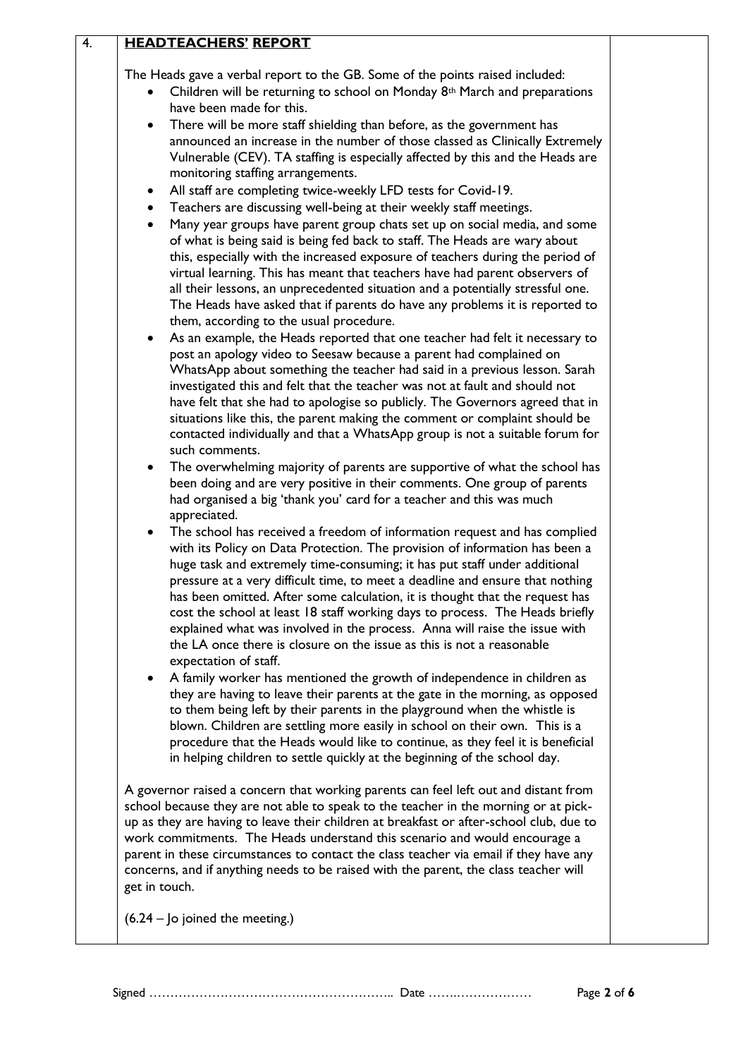## 4. HEADTEACHERS' REPORT

The Heads gave a verbal report to the GB. Some of the points raised included:

- Children will be returning to school on Monday 8th March and preparations have been made for this.
- There will be more staff shielding than before, as the government has announced an increase in the number of those classed as Clinically Extremely Vulnerable (CEV). TA staffing is especially affected by this and the Heads are monitoring staffing arrangements.
- All staff are completing twice-weekly LFD tests for Covid-19.
- Teachers are discussing well-being at their weekly staff meetings.
- Many year groups have parent group chats set up on social media, and some of what is being said is being fed back to staff. The Heads are wary about this, especially with the increased exposure of teachers during the period of virtual learning. This has meant that teachers have had parent observers of all their lessons, an unprecedented situation and a potentially stressful one. The Heads have asked that if parents do have any problems it is reported to them, according to the usual procedure.
- As an example, the Heads reported that one teacher had felt it necessary to post an apology video to Seesaw because a parent had complained on WhatsApp about something the teacher had said in a previous lesson. Sarah investigated this and felt that the teacher was not at fault and should not have felt that she had to apologise so publicly. The Governors agreed that in situations like this, the parent making the comment or complaint should be contacted individually and that a WhatsApp group is not a suitable forum for such comments.
- The overwhelming majority of parents are supportive of what the school has been doing and are very positive in their comments. One group of parents had organised a big 'thank you' card for a teacher and this was much appreciated.
- The school has received a freedom of information request and has complied with its Policy on Data Protection. The provision of information has been a huge task and extremely time-consuming; it has put staff under additional pressure at a very difficult time, to meet a deadline and ensure that nothing has been omitted. After some calculation, it is thought that the request has cost the school at least 18 staff working days to process. The Heads briefly explained what was involved in the process. Anna will raise the issue with the LA once there is closure on the issue as this is not a reasonable expectation of staff.
- A family worker has mentioned the growth of independence in children as they are having to leave their parents at the gate in the morning, as opposed to them being left by their parents in the playground when the whistle is blown. Children are settling more easily in school on their own. This is a procedure that the Heads would like to continue, as they feel it is beneficial in helping children to settle quickly at the beginning of the school day.

A governor raised a concern that working parents can feel left out and distant from school because they are not able to speak to the teacher in the morning or at pick-up as they are having to leave their children at breakfast or after-school club, due to work commitments. The Heads understand this scenario and would encourage a parent in these circumstances to contact the class teacher via email if they have any concerns, and if anything needs to be raised with the parent, the class teacher will get in touch.

(6.24 – Jo joined the meeting.)

Signed …………………………………………………….. Date ……..………………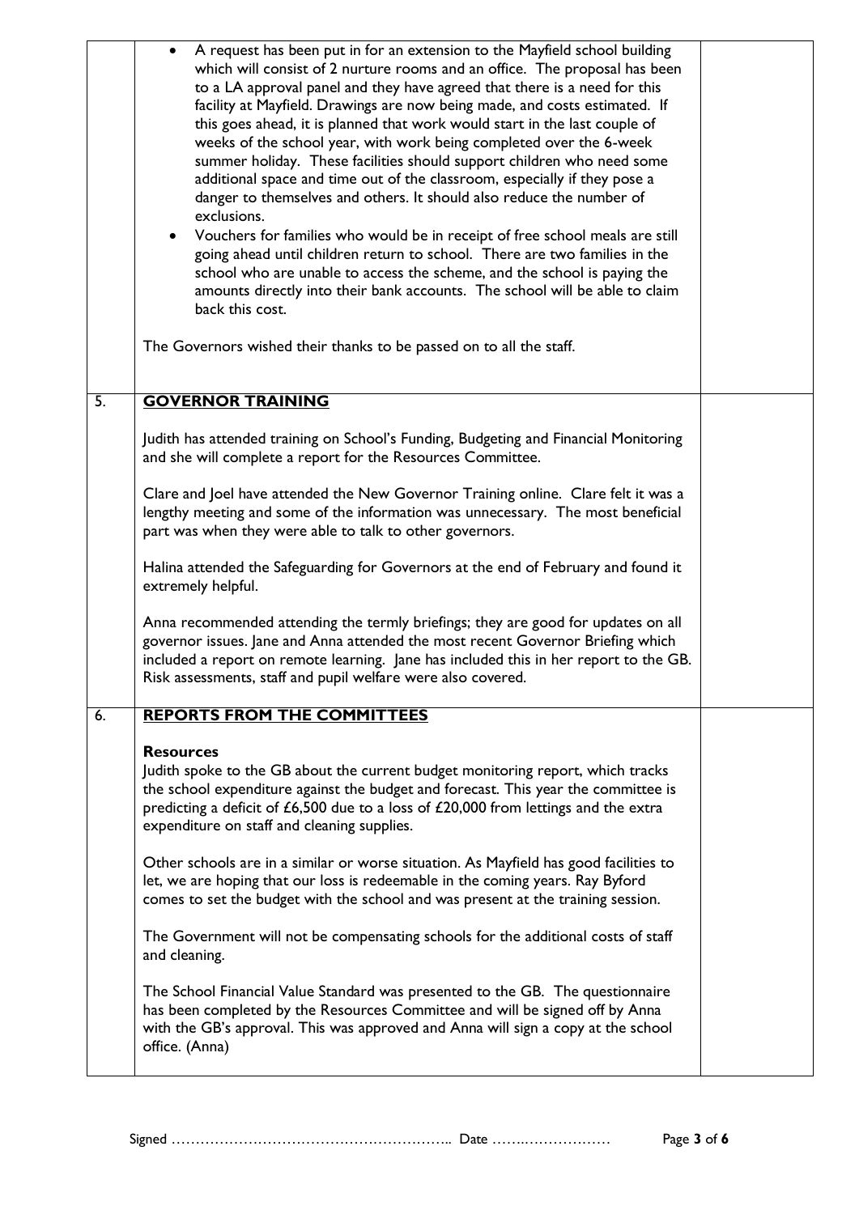| | | |
|---|---|---|
| | • A request has been put in for an extension to the Mayfield school building which will consist of 2 nurture rooms and an office. The proposal has been to a LA approval panel and they have agreed that there is a need for this facility at Mayfield. Drawings are now being made, and costs estimated. If this goes ahead, it is planned that work would start in the last couple of weeks of the school year, with work being completed over the 6-week summer holiday. These facilities should support children who need some additional space and time out of the classroom, especially if they pose a danger to themselves and others. It should also reduce the number of exclusions.<br>• Vouchers for families who would be in receipt of free school meals are still going ahead until children return to school. There are two families in the school who are unable to access the scheme, and the school is paying the amounts directly into their bank accounts. The school will be able to claim back this cost.<br><br>The Governors wished their thanks to be passed on to all the staff. | |
| 5. | **GOVERNOR TRAINING**<br><br>Judith has attended training on School's Funding, Budgeting and Financial Monitoring and she will complete a report for the Resources Committee.<br><br>Clare and Joel have attended the New Governor Training online. Clare felt it was a lengthy meeting and some of the information was unnecessary. The most beneficial part was when they were able to talk to other governors.<br><br>Halina attended the Safeguarding for Governors at the end of February and found it extremely helpful.<br><br>Anna recommended attending the termly briefings; they are good for updates on all governor issues. Jane and Anna attended the most recent Governor Briefing which included a report on remote learning. Jane has included this in her report to the GB. Risk assessments, staff and pupil welfare were also covered. | |
| 6. | **REPORTS FROM THE COMMITTEES**<br><br>**Resources**<br>Judith spoke to the GB about the current budget monitoring report, which tracks the school expenditure against the budget and forecast. This year the committee is predicting a deficit of £6,500 due to a loss of £20,000 from lettings and the extra expenditure on staff and cleaning supplies.<br><br>Other schools are in a similar or worse situation. As Mayfield has good facilities to let, we are hoping that our loss is redeemable in the coming years. Ray Byford comes to set the budget with the school and was present at the training session.<br><br>The Government will not be compensating schools for the additional costs of staff and cleaning.<br><br>The School Financial Value Standard was presented to the GB. The questionnaire has been completed by the Resources Committee and will be signed off by Anna with the GB's approval. This was approved and Anna will sign a copy at the school office. (Anna) | |

Signed ………………………………………………….. Date ……..………………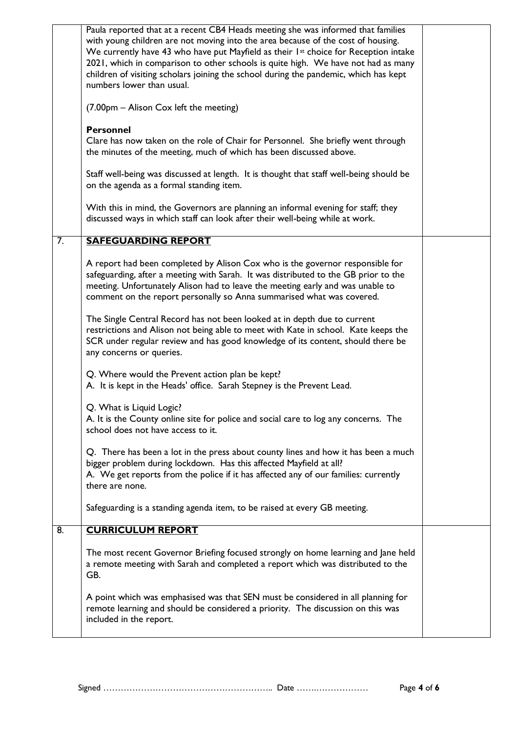| | | |
|---|---|---|
| | Paula reported that at a recent CB4 Heads meeting she was informed that families with young children are not moving into the area because of the cost of housing. We currently have 43 who have put Mayfield as their 1st choice for Reception intake 2021, which in comparison to other schools is quite high. We have not had as many children of visiting scholars joining the school during the pandemic, which has kept numbers lower than usual.<br><br>(7.00pm – Alison Cox left the meeting)<br><br>**Personnel**<br>Clare has now taken on the role of Chair for Personnel. She briefly went through the minutes of the meeting, much of which has been discussed above.<br><br>Staff well-being was discussed at length. It is thought that staff well-being should be on the agenda as a formal standing item.<br><br>With this in mind, the Governors are planning an informal evening for staff; they discussed ways in which staff can look after their well-being while at work. | |
| 7. | **SAFEGUARDING REPORT**<br><br>A report had been completed by Alison Cox who is the governor responsible for safeguarding, after a meeting with Sarah. It was distributed to the GB prior to the meeting. Unfortunately Alison had to leave the meeting early and was unable to comment on the report personally so Anna summarised what was covered.<br><br>The Single Central Record has not been looked at in depth due to current restrictions and Alison not being able to meet with Kate in school. Kate keeps the SCR under regular review and has good knowledge of its content, should there be any concerns or queries.<br><br>Q. Where would the Prevent action plan be kept?<br>A. It is kept in the Heads' office. Sarah Stepney is the Prevent Lead.<br><br>Q. What is Liquid Logic?<br>A. It is the County online site for police and social care to log any concerns. The school does not have access to it.<br><br>Q. There has been a lot in the press about county lines and how it has been a much bigger problem during lockdown. Has this affected Mayfield at all?<br>A. We get reports from the police if it has affected any of our families: currently there are none.<br><br>Safeguarding is a standing agenda item, to be raised at every GB meeting. | |
| 8. | **CURRICULUM REPORT**<br><br>The most recent Governor Briefing focused strongly on home learning and Jane held a remote meeting with Sarah and completed a report which was distributed to the GB.<br><br>A point which was emphasised was that SEN must be considered in all planning for remote learning and should be considered a priority. The discussion on this was included in the report. | |

Signed ………………………………………………….. Date ……..………………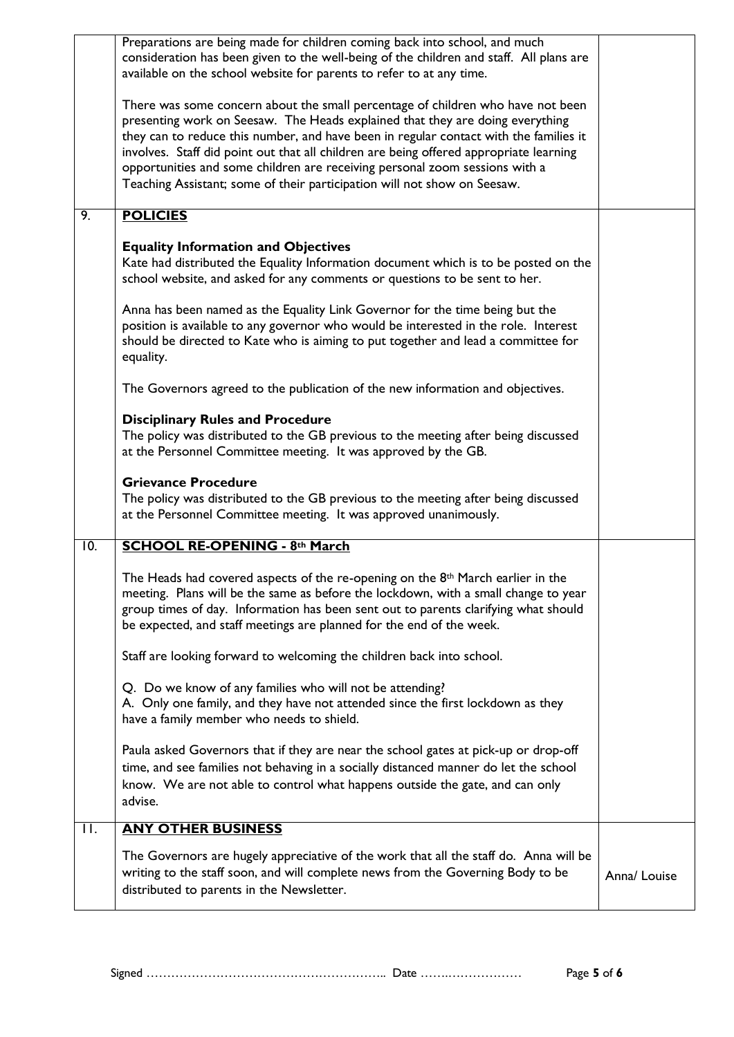| | | |
|---|---|---|
| | Preparations are being made for children coming back into school, and much consideration has been given to the well-being of the children and staff. All plans are available on the school website for parents to refer to at any time.<br><br>There was some concern about the small percentage of children who have not been presenting work on Seesaw. The Heads explained that they are doing everything they can to reduce this number, and have been in regular contact with the families it involves. Staff did point out that all children are being offered appropriate learning opportunities and some children are receiving personal zoom sessions with a Teaching Assistant; some of their participation will not show on Seesaw. | |
| 9. | **POLICIES**<br><br>**Equality Information and Objectives**<br>Kate had distributed the Equality Information document which is to be posted on the school website, and asked for any comments or questions to be sent to her.<br><br>Anna has been named as the Equality Link Governor for the time being but the position is available to any governor who would be interested in the role. Interest should be directed to Kate who is aiming to put together and lead a committee for equality.<br><br>The Governors agreed to the publication of the new information and objectives.<br><br>**Disciplinary Rules and Procedure**<br>The policy was distributed to the GB previous to the meeting after being discussed at the Personnel Committee meeting. It was approved by the GB.<br><br>**Grievance Procedure**<br>The policy was distributed to the GB previous to the meeting after being discussed at the Personnel Committee meeting. It was approved unanimously. | |
| 10. | **SCHOOL RE-OPENING - 8th March**<br><br>The Heads had covered aspects of the re-opening on the 8th March earlier in the meeting. Plans will be the same as before the lockdown, with a small change to year group times of day. Information has been sent out to parents clarifying what should be expected, and staff meetings are planned for the end of the week.<br><br>Staff are looking forward to welcoming the children back into school.<br><br>Q. Do we know of any families who will not be attending?<br>A. Only one family, and they have not attended since the first lockdown as they have a family member who needs to shield.<br><br>Paula asked Governors that if they are near the school gates at pick-up or drop-off time, and see families not behaving in a socially distanced manner do let the school know. We are not able to control what happens outside the gate, and can only advise. | |
| 11. | **ANY OTHER BUSINESS**<br><br>The Governors are hugely appreciative of the work that all the staff do. Anna will be writing to the staff soon, and will complete news from the Governing Body to be distributed to parents in the Newsletter. | Anna/ Louise |

Signed …………………………………………………….. Date ……..………………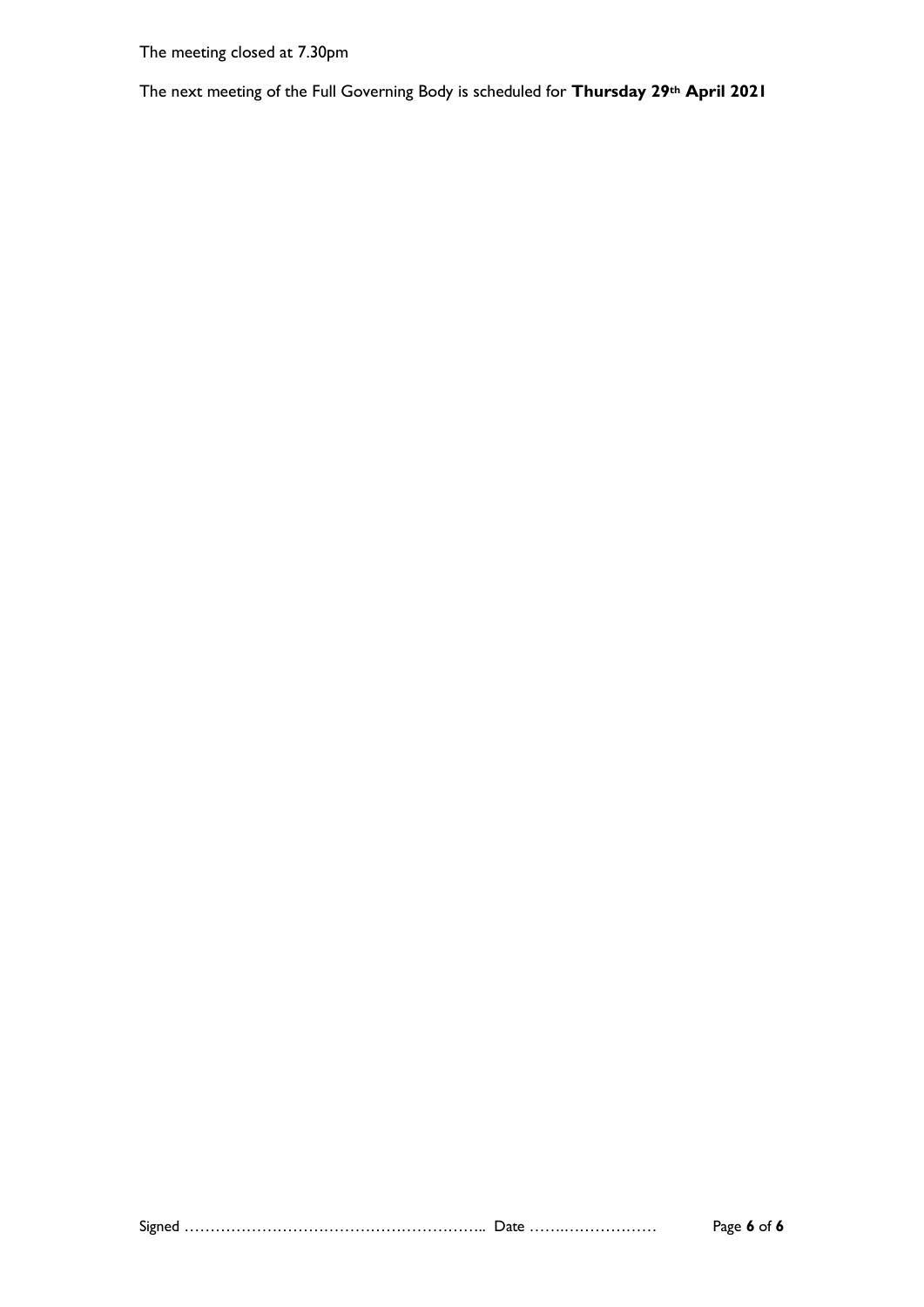The meeting closed at 7.30pm

The next meeting of the Full Governing Body is scheduled for **Thursday 29th April 2021**

Signed …………………………………………………….. Date ……..………………